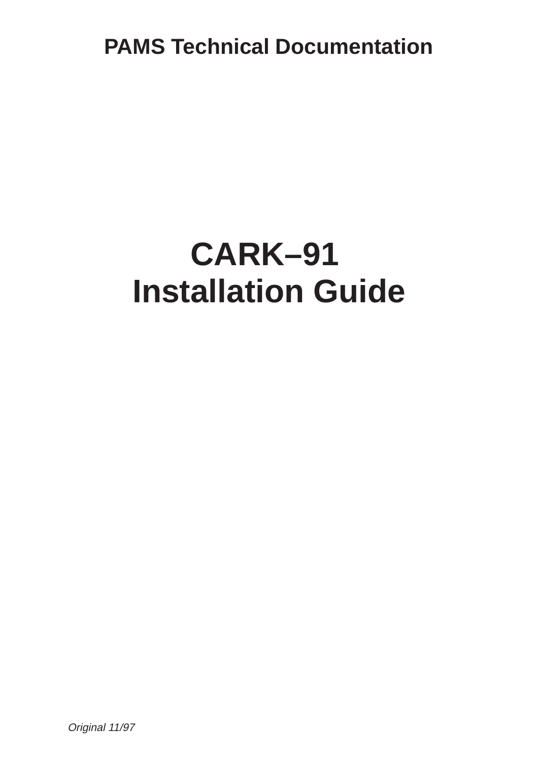PAMS Technical Documentation

# CARK–91
# Installation Guide

*Original 11/97*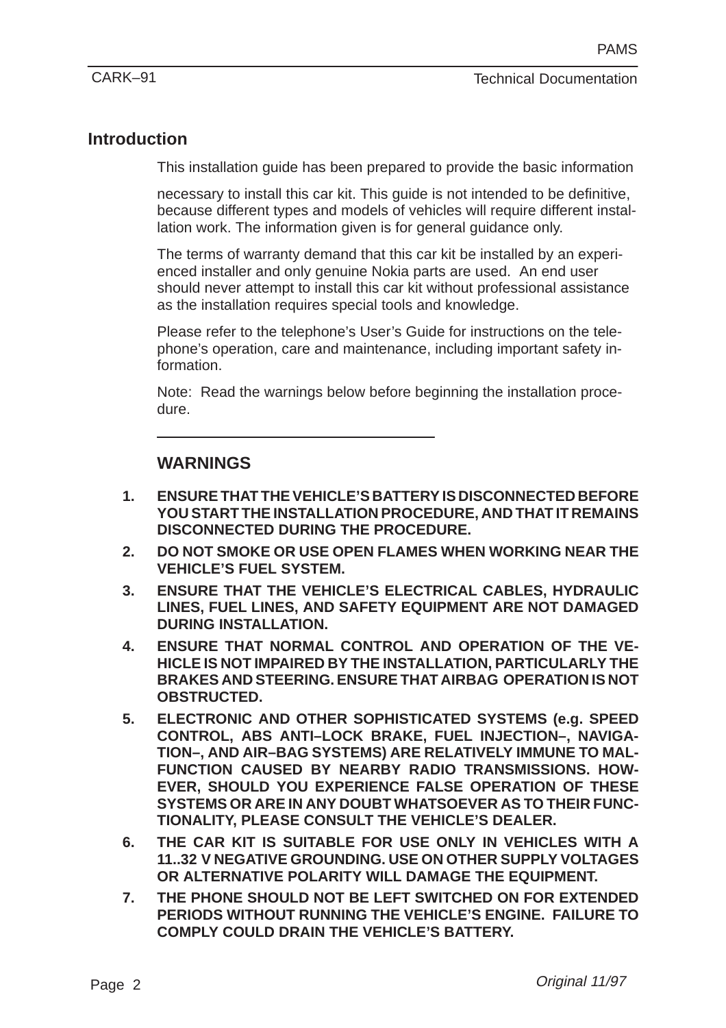## Introduction

This installation guide has been prepared to provide the basic information

necessary to install this car kit. This guide is not intended to be definitive, because different types and models of vehicles will require different installation work. The information given is for general guidance only.

The terms of warranty demand that this car kit be installed by an experienced installer and only genuine Nokia parts are used. An end user should never attempt to install this car kit without professional assistance as the installation requires special tools and knowledge.

Please refer to the telephone's User's Guide for instructions on the telephone's operation, care and maintenance, including important safety information.

Note: Read the warnings below before beginning the installation procedure.

---

### WARNINGS

1. **ENSURE THAT THE VEHICLE'S BATTERY IS DISCONNECTED BEFORE YOU START THE INSTALLATION PROCEDURE, AND THAT IT REMAINS DISCONNECTED DURING THE PROCEDURE.**
2. **DO NOT SMOKE OR USE OPEN FLAMES WHEN WORKING NEAR THE VEHICLE'S FUEL SYSTEM.**
3. **ENSURE THAT THE VEHICLE'S ELECTRICAL CABLES, HYDRAULIC LINES, FUEL LINES, AND SAFETY EQUIPMENT ARE NOT DAMAGED DURING INSTALLATION.**
4. **ENSURE THAT NORMAL CONTROL AND OPERATION OF THE VEHICLE IS NOT IMPAIRED BY THE INSTALLATION, PARTICULARLY THE BRAKES AND STEERING. ENSURE THAT AIRBAG OPERATION IS NOT OBSTRUCTED.**
5. **ELECTRONIC AND OTHER SOPHISTICATED SYSTEMS (e.g. SPEED CONTROL, ABS ANTI–LOCK BRAKE, FUEL INJECTION–, NAVIGATION–, AND AIR–BAG SYSTEMS) ARE RELATIVELY IMMUNE TO MALFUNCTION CAUSED BY NEARBY RADIO TRANSMISSIONS. HOWEVER, SHOULD YOU EXPERIENCE FALSE OPERATION OF THESE SYSTEMS OR ARE IN ANY DOUBT WHATSOEVER AS TO THEIR FUNCTIONALITY, PLEASE CONSULT THE VEHICLE'S DEALER.**
6. **THE CAR KIT IS SUITABLE FOR USE ONLY IN VEHICLES WITH A 11..32 V NEGATIVE GROUNDING. USE ON OTHER SUPPLY VOLTAGES OR ALTERNATIVE POLARITY WILL DAMAGE THE EQUIPMENT.**
7. **THE PHONE SHOULD NOT BE LEFT SWITCHED ON FOR EXTENDED PERIODS WITHOUT RUNNING THE VEHICLE'S ENGINE. FAILURE TO COMPLY COULD DRAIN THE VEHICLE'S BATTERY.**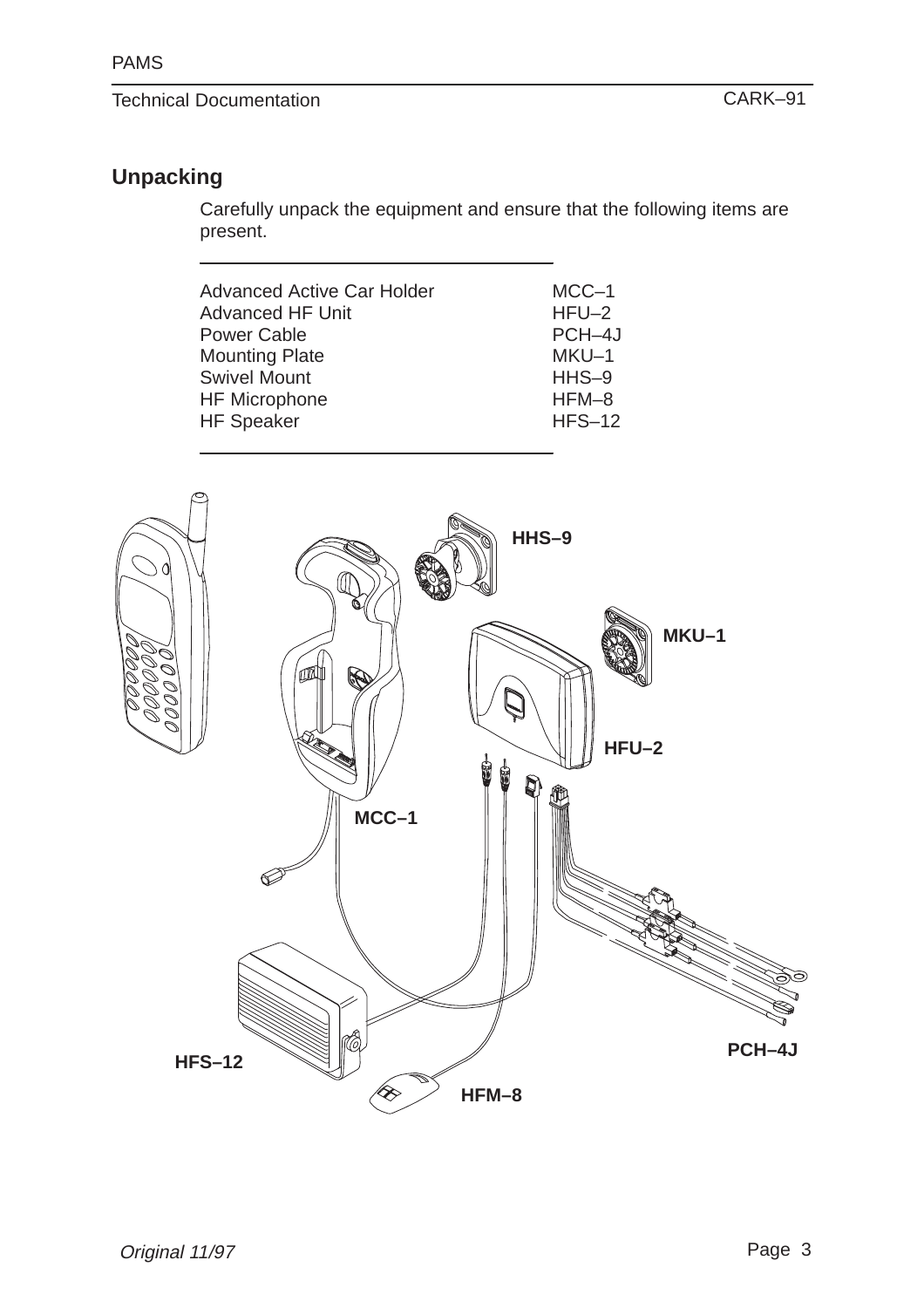## Unpacking

Carefully unpack the equipment and ensure that the following items are present.

| Item | Code |
|---|---|
| Advanced Active Car Holder | MCC–1 |
| Advanced HF Unit | HFU–2 |
| Power Cable | PCH–4J |
| Mounting Plate | MKU–1 |
| Swivel Mount | HHS–9 |
| HF Microphone | HFM–8 |
| HF Speaker | HFS–12 |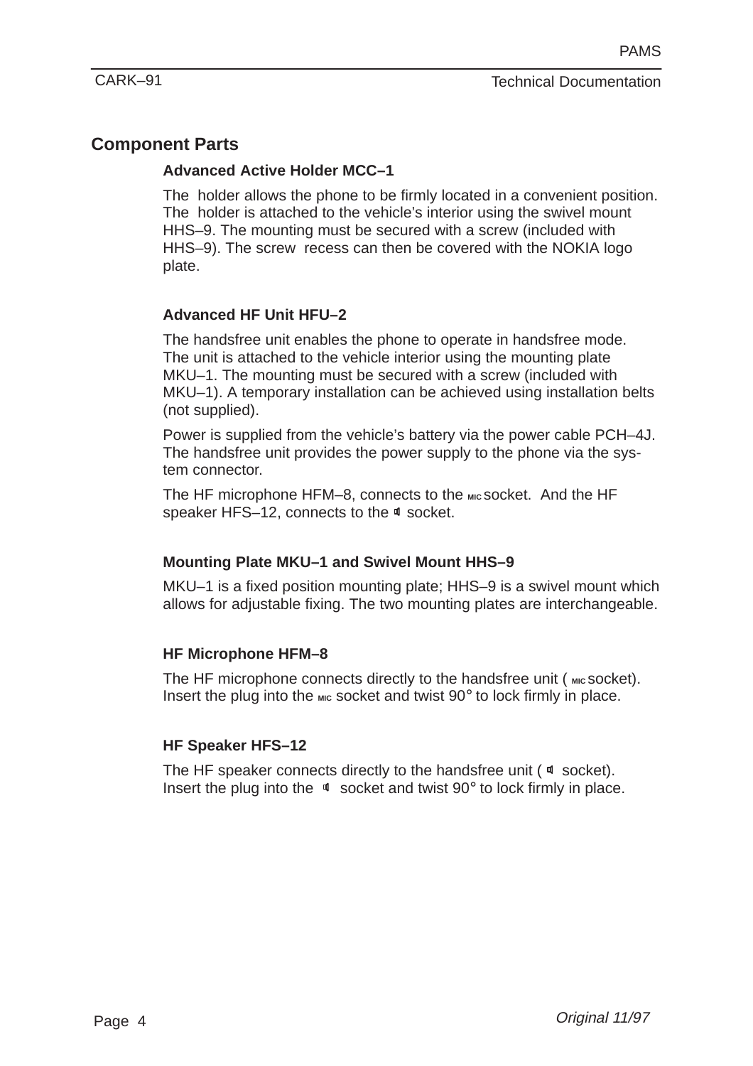## Component Parts

### Advanced Active Holder MCC–1

The holder allows the phone to be firmly located in a convenient position. The holder is attached to the vehicle's interior using the swivel mount HHS–9. The mounting must be secured with a screw (included with HHS–9). The screw recess can then be covered with the NOKIA logo plate.

### Advanced HF Unit HFU–2

The handsfree unit enables the phone to operate in handsfree mode. The unit is attached to the vehicle interior using the mounting plate MKU–1. The mounting must be secured with a screw (included with MKU–1). A temporary installation can be achieved using installation belts (not supplied).

Power is supplied from the vehicle's battery via the power cable PCH–4J. The handsfree unit provides the power supply to the phone via the system connector.

The HF microphone HFM–8, connects to the MIC socket. And the HF speaker HFS–12, connects to the 🔈 socket.

### Mounting Plate MKU–1 and Swivel Mount HHS–9

MKU–1 is a fixed position mounting plate; HHS–9 is a swivel mount which allows for adjustable fixing. The two mounting plates are interchangeable.

### HF Microphone HFM–8

The HF microphone connects directly to the handsfree unit ( MIC socket). Insert the plug into the MIC socket and twist 90° to lock firmly in place.

### HF Speaker HFS–12

The HF speaker connects directly to the handsfree unit ( 🔈 socket). Insert the plug into the 🔈 socket and twist 90° to lock firmly in place.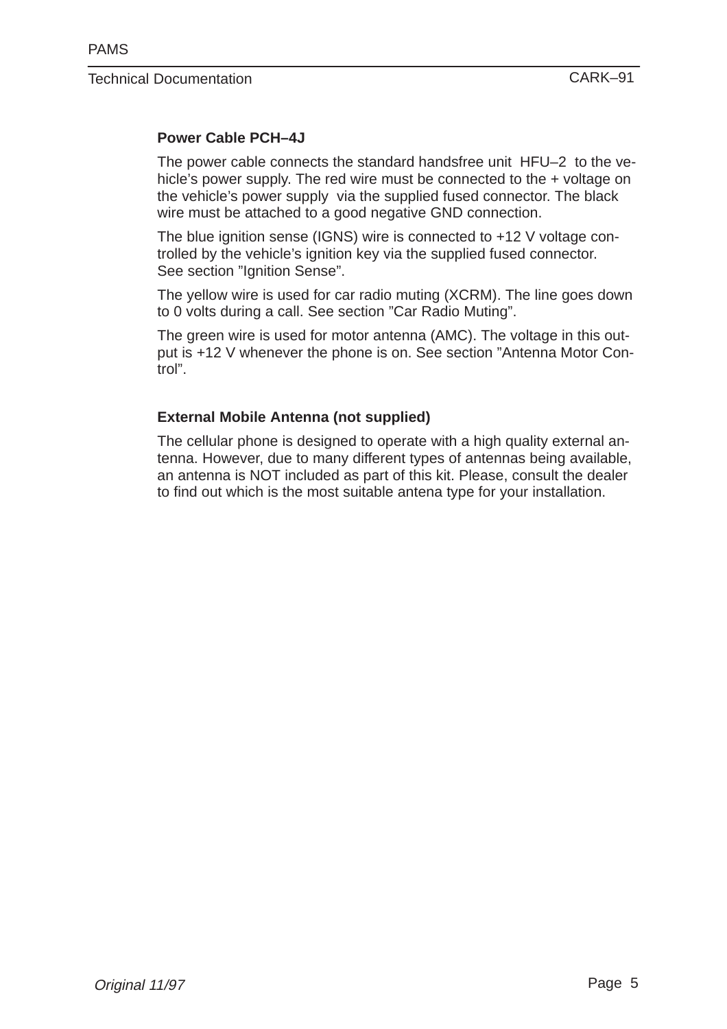### Power Cable PCH–4J

The power cable connects the standard handsfree unit HFU–2 to the vehicle's power supply. The red wire must be connected to the + voltage on the vehicle's power supply via the supplied fused connector. The black wire must be attached to a good negative GND connection.

The blue ignition sense (IGNS) wire is connected to +12 V voltage controlled by the vehicle's ignition key via the supplied fused connector. See section "Ignition Sense".

The yellow wire is used for car radio muting (XCRM). The line goes down to 0 volts during a call. See section "Car Radio Muting".

The green wire is used for motor antenna (AMC). The voltage in this output is +12 V whenever the phone is on. See section "Antenna Motor Control".

### External Mobile Antenna (not supplied)

The cellular phone is designed to operate with a high quality external antenna. However, due to many different types of antennas being available, an antenna is NOT included as part of this kit. Please, consult the dealer to find out which is the most suitable antena type for your installation.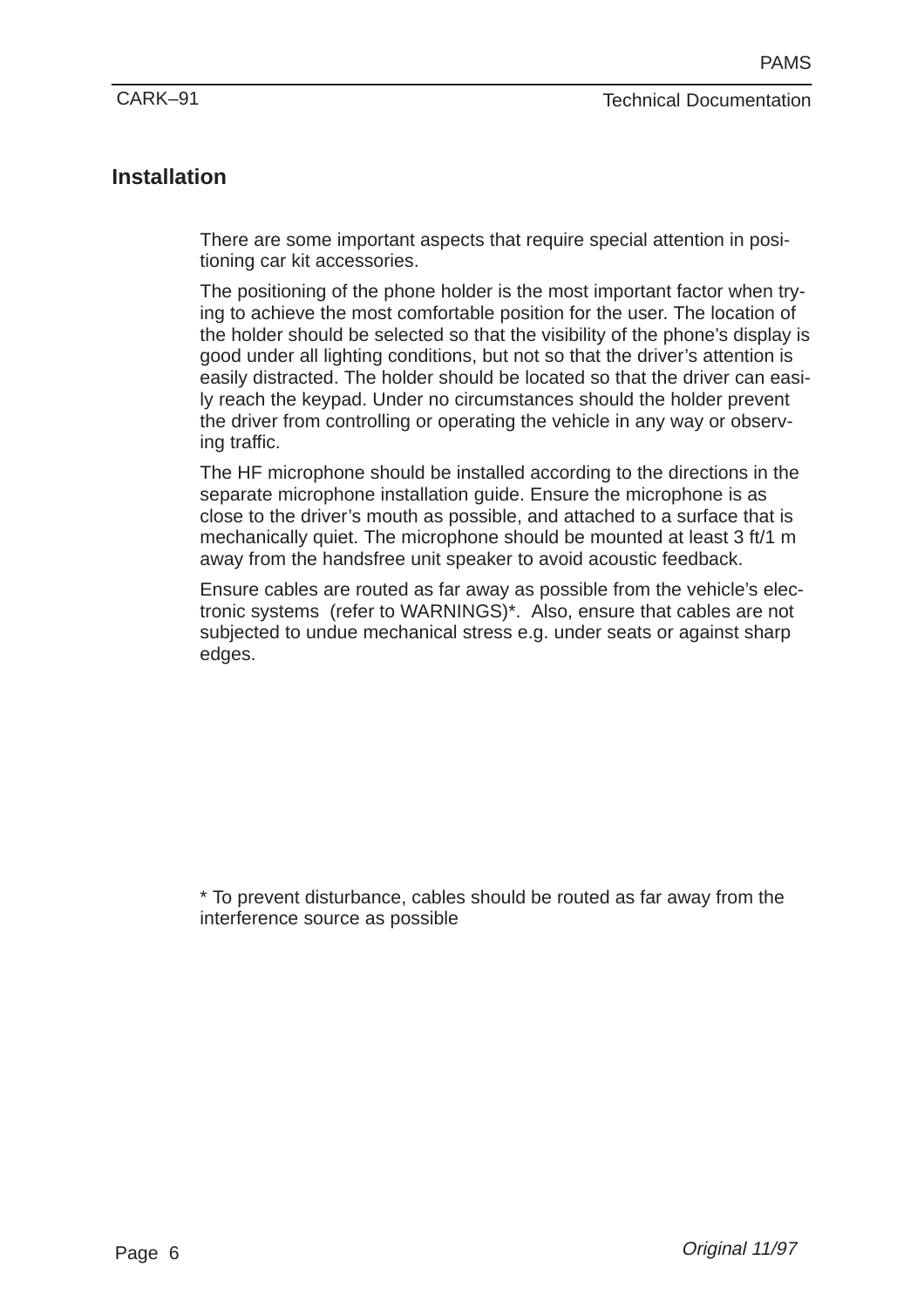## Installation

There are some important aspects that require special attention in positioning car kit accessories.

The positioning of the phone holder is the most important factor when trying to achieve the most comfortable position for the user. The location of the holder should be selected so that the visibility of the phone's display is good under all lighting conditions, but not so that the driver's attention is easily distracted. The holder should be located so that the driver can easily reach the keypad. Under no circumstances should the holder prevent the driver from controlling or operating the vehicle in any way or observing traffic.

The HF microphone should be installed according to the directions in the separate microphone installation guide. Ensure the microphone is as close to the driver's mouth as possible, and attached to a surface that is mechanically quiet. The microphone should be mounted at least 3 ft/1 m away from the handsfree unit speaker to avoid acoustic feedback.

Ensure cables are routed as far away as possible from the vehicle's electronic systems (refer to WARNINGS)*. Also, ensure that cables are not subjected to undue mechanical stress e.g. under seats or against sharp edges.

* To prevent disturbance, cables should be routed as far away from the interference source as possible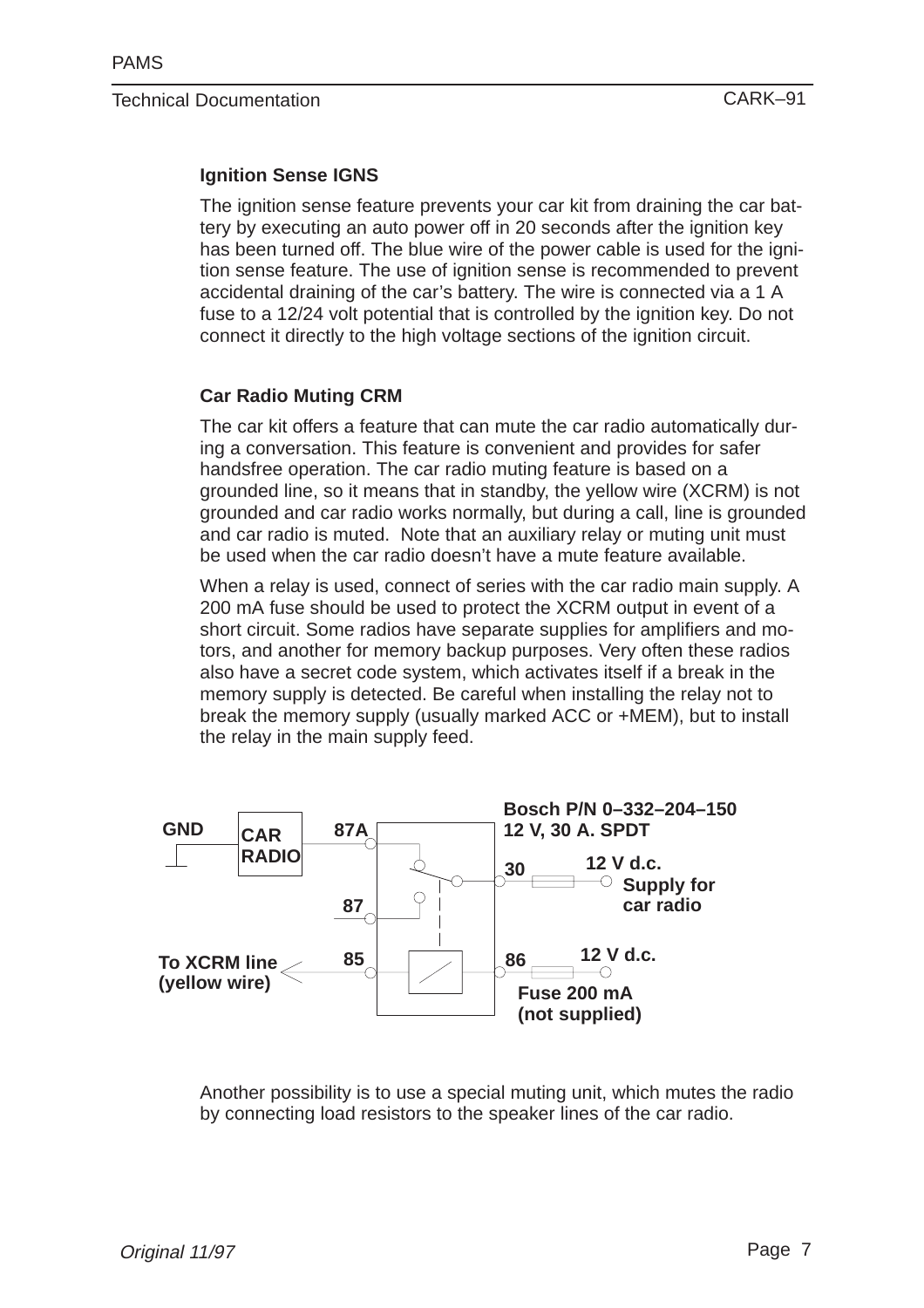### Ignition Sense IGNS

The ignition sense feature prevents your car kit from draining the car battery by executing an auto power off in 20 seconds after the ignition key has been turned off. The blue wire of the power cable is used for the ignition sense feature. The use of ignition sense is recommended to prevent accidental draining of the car's battery. The wire is connected via a 1 A fuse to a 12/24 volt potential that is controlled by the ignition key. Do not connect it directly to the high voltage sections of the ignition circuit.

### Car Radio Muting CRM

The car kit offers a feature that can mute the car radio automatically during a conversation. This feature is convenient and provides for safer handsfree operation. The car radio muting feature is based on a grounded line, so it means that in standby, the yellow wire (XCRM) is not grounded and car radio works normally, but during a call, line is grounded and car radio is muted. Note that an auxiliary relay or muting unit must be used when the car radio doesn't have a mute feature available.

When a relay is used, connect of series with the car radio main supply. A 200 mA fuse should be used to protect the XCRM output in event of a short circuit. Some radios have separate supplies for amplifiers and motors, and another for memory backup purposes. Very often these radios also have a secret code system, which activates itself if a break in the memory supply is detected. Be careful when installing the relay not to break the memory supply (usually marked ACC or +MEM), but to install the relay in the main supply feed.

GND | CAR RADIO | 87A | 87 | 85 | 30 | 86

Bosch P/N 0–332–204–150
12 V, 30 A. SPDT

12 V d.c. Supply for car radio

To XCRM line (yellow wire)

12 V d.c.

Fuse 200 mA (not supplied)

Another possibility is to use a special muting unit, which mutes the radio by connecting load resistors to the speaker lines of the car radio.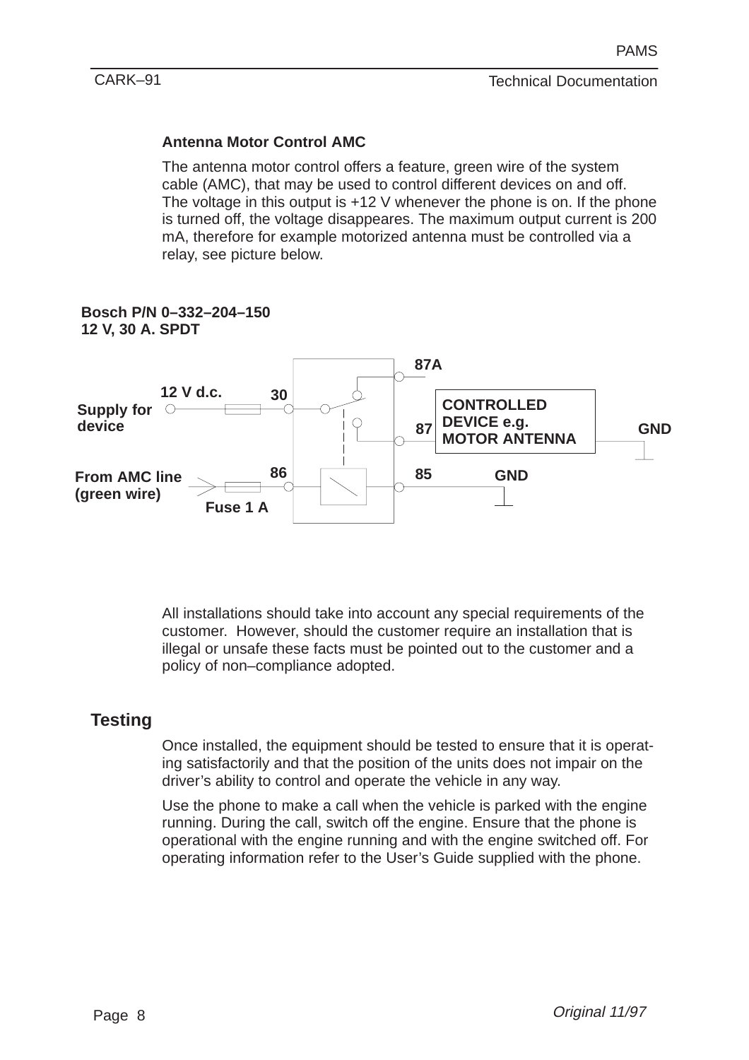**Antenna Motor Control AMC**

The antenna motor control offers a feature, green wire of the system cable (AMC), that may be used to control different devices on and off. The voltage in this output is +12 V whenever the phone is on. If the phone is turned off, the voltage disappeares. The maximum output current is 200 mA, therefore for example motorized antenna must be controlled via a relay, see picture below.

**Bosch P/N 0–332–204–150**
**12 V, 30 A. SPDT**

87A
12 V d.c.
30
Supply for device
CONTROLLED DEVICE e.g. MOTOR ANTENNA
87
GND
86
85
GND
From AMC line (green wire)
Fuse 1 A

All installations should take into account any special requirements of the customer. However, should the customer require an installation that is illegal or unsafe these facts must be pointed out to the customer and a policy of non–compliance adopted.

## Testing

Once installed, the equipment should be tested to ensure that it is operating satisfactorily and that the position of the units does not impair on the driver's ability to control and operate the vehicle in any way.

Use the phone to make a call when the vehicle is parked with the engine running. During the call, switch off the engine. Ensure that the phone is operational with the engine running and with the engine switched off. For operating information refer to the User's Guide supplied with the phone.